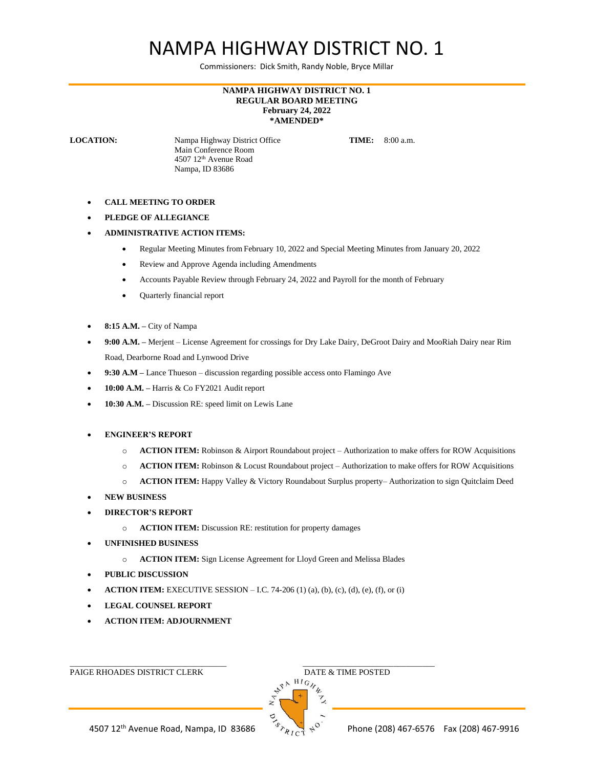# NAMPA HIGHWAY DISTRICT NO. 1

Commissioners: Dick Smith, Randy Noble, Bryce Millar

**NAMPA HIGHWAY DISTRICT NO. 1**
**REGULAR BOARD MEETING**
**February 24, 2022**
***AMENDED***

**LOCATION:** Nampa Highway District Office
Main Conference Room
4507 12th Avenue Road
Nampa, ID 83686

**TIME:** 8:00 a.m.

- **CALL MEETING TO ORDER**
- **PLEDGE OF ALLEGIANCE**
- **ADMINISTRATIVE ACTION ITEMS:**
  - Regular Meeting Minutes from February 10, 2022 and Special Meeting Minutes from January 20, 2022
  - Review and Approve Agenda including Amendments
  - Accounts Payable Review through February 24, 2022 and Payroll for the month of February
  - Quarterly financial report
- **8:15 A.M. –** City of Nampa
- **9:00 A.M. –** Merjent – License Agreement for crossings for Dry Lake Dairy, DeGroot Dairy and MooRiah Dairy near Rim Road, Dearborne Road and Lynwood Drive
- **9:30 A.M –** Lance Thueson – discussion regarding possible access onto Flamingo Ave
- **10:00 A.M. –** Harris & Co FY2021 Audit report
- **10:30 A.M. –** Discussion RE: speed limit on Lewis Lane
- **ENGINEER'S REPORT**
  - **ACTION ITEM:** Robinson & Airport Roundabout project – Authorization to make offers for ROW Acquisitions
  - **ACTION ITEM:** Robinson & Locust Roundabout project – Authorization to make offers for ROW Acquisitions
  - **ACTION ITEM:** Happy Valley & Victory Roundabout Surplus property– Authorization to sign Quitclaim Deed
- **NEW BUSINESS**
- **DIRECTOR'S REPORT**
  - **ACTION ITEM:** Discussion RE: restitution for property damages
- **UNFINISHED BUSINESS**
  - **ACTION ITEM:** Sign License Agreement for Lloyd Green and Melissa Blades
- **PUBLIC DISCUSSION**
- **ACTION ITEM:** EXECUTIVE SESSION – I.C. 74-206 (1) (a), (b), (c), (d), (e), (f), or (i)
- **LEGAL COUNSEL REPORT**
- **ACTION ITEM: ADJOURNMENT**

\_\_\_\_\_\_\_\_\_\_\_\_\_\_\_\_\_\_\_\_\_\_\_\_\_\_\_\_\_\_\_\_\_\_\_
PAIGE RHOADES DISTRICT CLERK

\_\_\_\_\_\_\_\_\_\_\_\_\_\_\_\_\_\_\_\_\_\_\_\_\_\_\_\_\_\_\_\_\_\_\_
DATE & TIME POSTED

4507 12th Avenue Road, Nampa, ID 83686 Phone (208) 467-6576 Fax (208) 467-9916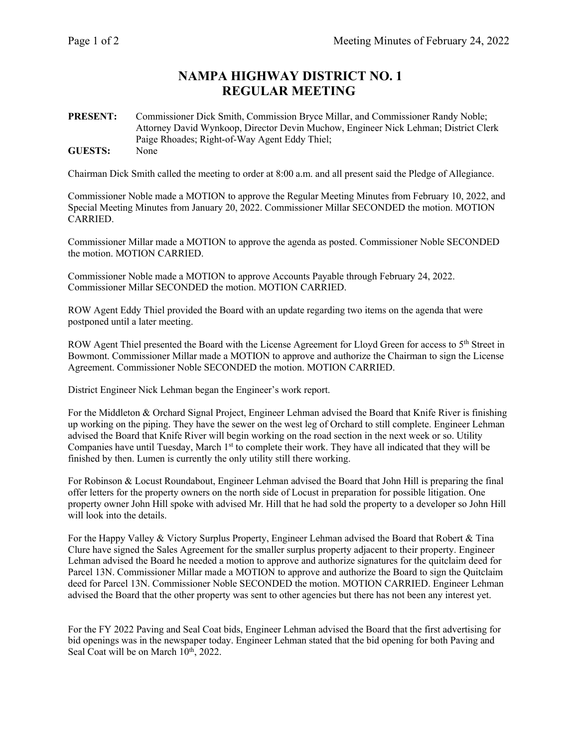# NAMPA HIGHWAY DISTRICT NO. 1
# REGULAR MEETING

**PRESENT:** Commissioner Dick Smith, Commission Bryce Millar, and Commissioner Randy Noble; Attorney David Wynkoop, Director Devin Muchow, Engineer Nick Lehman; District Clerk Paige Rhoades; Right-of-Way Agent Eddy Thiel;

**GUESTS:** None

Chairman Dick Smith called the meeting to order at 8:00 a.m. and all present said the Pledge of Allegiance.

Commissioner Noble made a MOTION to approve the Regular Meeting Minutes from February 10, 2022, and Special Meeting Minutes from January 20, 2022. Commissioner Millar SECONDED the motion. MOTION CARRIED.

Commissioner Millar made a MOTION to approve the agenda as posted. Commissioner Noble SECONDED the motion. MOTION CARRIED.

Commissioner Noble made a MOTION to approve Accounts Payable through February 24, 2022. Commissioner Millar SECONDED the motion. MOTION CARRIED.

ROW Agent Eddy Thiel provided the Board with an update regarding two items on the agenda that were postponed until a later meeting.

ROW Agent Thiel presented the Board with the License Agreement for Lloyd Green for access to 5th Street in Bowmont. Commissioner Millar made a MOTION to approve and authorize the Chairman to sign the License Agreement. Commissioner Noble SECONDED the motion. MOTION CARRIED.

District Engineer Nick Lehman began the Engineer's work report.

For the Middleton & Orchard Signal Project, Engineer Lehman advised the Board that Knife River is finishing up working on the piping. They have the sewer on the west leg of Orchard to still complete. Engineer Lehman advised the Board that Knife River will begin working on the road section in the next week or so. Utility Companies have until Tuesday, March 1st to complete their work. They have all indicated that they will be finished by then. Lumen is currently the only utility still there working.

For Robinson & Locust Roundabout, Engineer Lehman advised the Board that John Hill is preparing the final offer letters for the property owners on the north side of Locust in preparation for possible litigation. One property owner John Hill spoke with advised Mr. Hill that he had sold the property to a developer so John Hill will look into the details.

For the Happy Valley & Victory Surplus Property, Engineer Lehman advised the Board that Robert & Tina Clure have signed the Sales Agreement for the smaller surplus property adjacent to their property. Engineer Lehman advised the Board he needed a motion to approve and authorize signatures for the quitclaim deed for Parcel 13N. Commissioner Millar made a MOTION to approve and authorize the Board to sign the Quitclaim deed for Parcel 13N. Commissioner Noble SECONDED the motion. MOTION CARRIED. Engineer Lehman advised the Board that the other property was sent to other agencies but there has not been any interest yet.

For the FY 2022 Paving and Seal Coat bids, Engineer Lehman advised the Board that the first advertising for bid openings was in the newspaper today. Engineer Lehman stated that the bid opening for both Paving and Seal Coat will be on March 10th, 2022.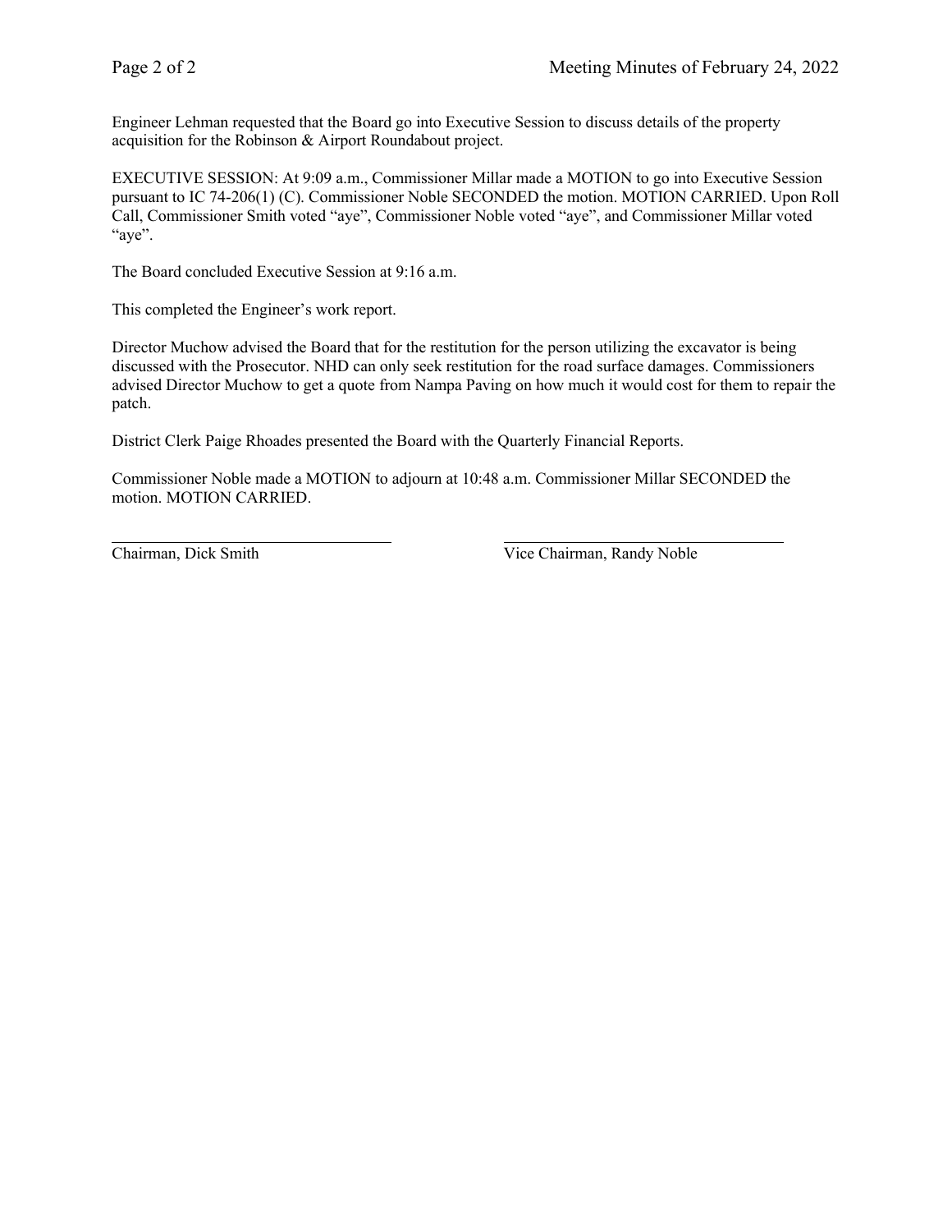Engineer Lehman requested that the Board go into Executive Session to discuss details of the property acquisition for the Robinson & Airport Roundabout project.

EXECUTIVE SESSION: At 9:09 a.m., Commissioner Millar made a MOTION to go into Executive Session pursuant to IC 74-206(1) (C). Commissioner Noble SECONDED the motion. MOTION CARRIED. Upon Roll Call, Commissioner Smith voted "aye", Commissioner Noble voted "aye", and Commissioner Millar voted "aye".

The Board concluded Executive Session at 9:16 a.m.

This completed the Engineer's work report.

Director Muchow advised the Board that for the restitution for the person utilizing the excavator is being discussed with the Prosecutor. NHD can only seek restitution for the road surface damages. Commissioners advised Director Muchow to get a quote from Nampa Paving on how much it would cost for them to repair the patch.

District Clerk Paige Rhoades presented the Board with the Quarterly Financial Reports.

Commissioner Noble made a MOTION to adjourn at 10:48 a.m. Commissioner Millar SECONDED the motion. MOTION CARRIED.

\_\_\_\_\_\_\_\_\_\_\_\_\_\_\_\_\_\_\_\_\_\_\_\_\_\_\_\_\_\_\_\_\_\_\_\_
Chairman, Dick Smith

\_\_\_\_\_\_\_\_\_\_\_\_\_\_\_\_\_\_\_\_\_\_\_\_\_\_\_\_\_\_\_\_\_\_\_\_
Vice Chairman, Randy Noble